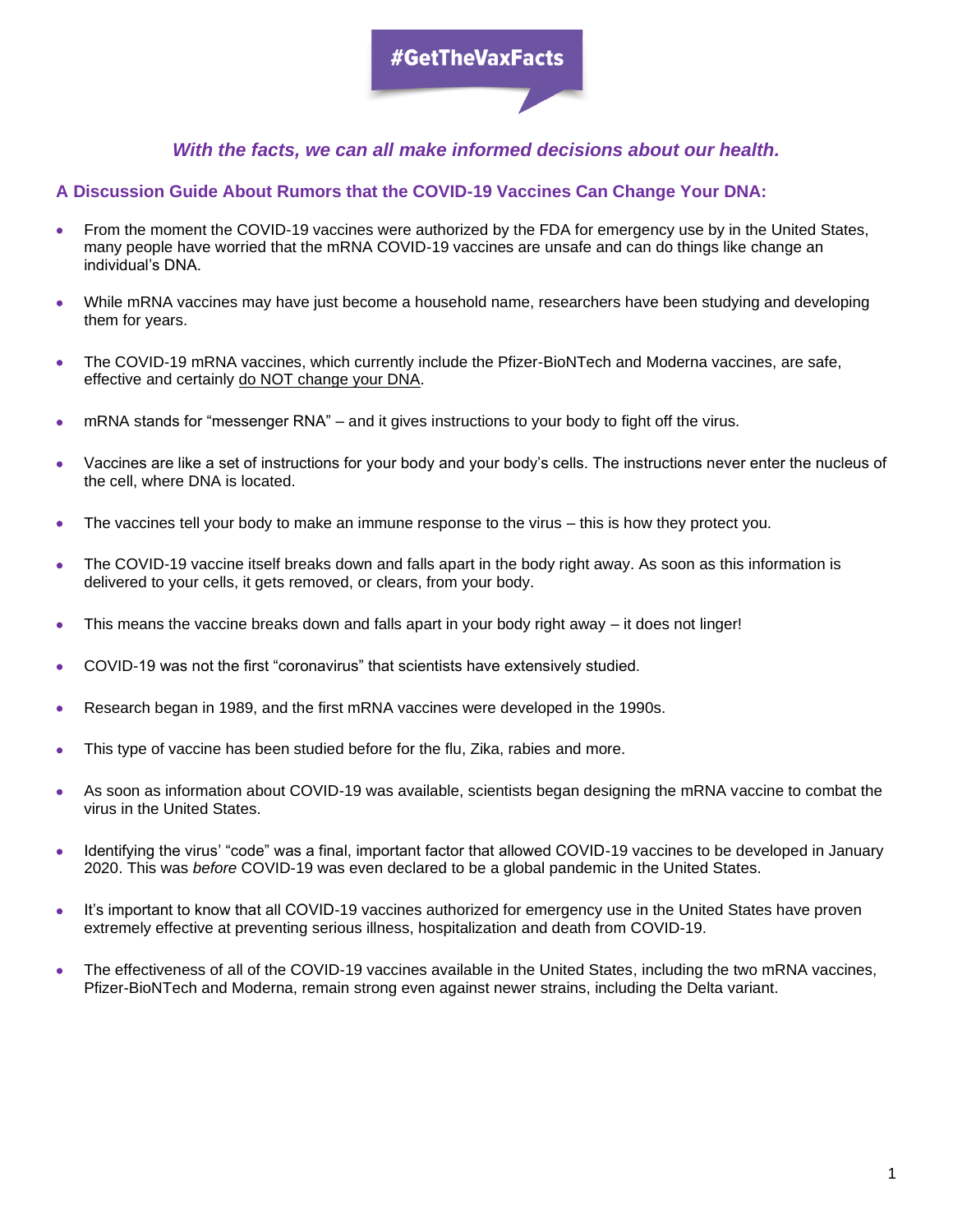**#GetTheVaxFacts**

*With the facts, we can all make informed decisions about our health.*

## A Discussion Guide About Rumors that the COVID-19 Vaccines Can Change Your DNA:

- From the moment the COVID-19 vaccines were authorized by the FDA for emergency use by in the United States, many people have worried that the mRNA COVID-19 vaccines are unsafe and can do things like change an individual's DNA.
- While mRNA vaccines may have just become a household name, researchers have been studying and developing them for years.
- The COVID-19 mRNA vaccines, which currently include the Pfizer-BioNTech and Moderna vaccines, are safe, effective and certainly <u>do NOT change your DNA</u>.
- mRNA stands for "messenger RNA" – and it gives instructions to your body to fight off the virus.
- Vaccines are like a set of instructions for your body and your body's cells. The instructions never enter the nucleus of the cell, where DNA is located.
- The vaccines tell your body to make an immune response to the virus – this is how they protect you.
- The COVID-19 vaccine itself breaks down and falls apart in the body right away. As soon as this information is delivered to your cells, it gets removed, or clears, from your body.
- This means the vaccine breaks down and falls apart in your body right away – it does not linger!
- COVID-19 was not the first "coronavirus" that scientists have extensively studied.
- Research began in 1989, and the first mRNA vaccines were developed in the 1990s.
- This type of vaccine has been studied before for the flu, Zika, rabies and more.
- As soon as information about COVID-19 was available, scientists began designing the mRNA vaccine to combat the virus in the United States.
- Identifying the virus' "code" was a final, important factor that allowed COVID-19 vaccines to be developed in January 2020. This was *before* COVID-19 was even declared to be a global pandemic in the United States.
- It's important to know that all COVID-19 vaccines authorized for emergency use in the United States have proven extremely effective at preventing serious illness, hospitalization and death from COVID-19.
- The effectiveness of all of the COVID-19 vaccines available in the United States, including the two mRNA vaccines, Pfizer-BioNTech and Moderna, remain strong even against newer strains, including the Delta variant.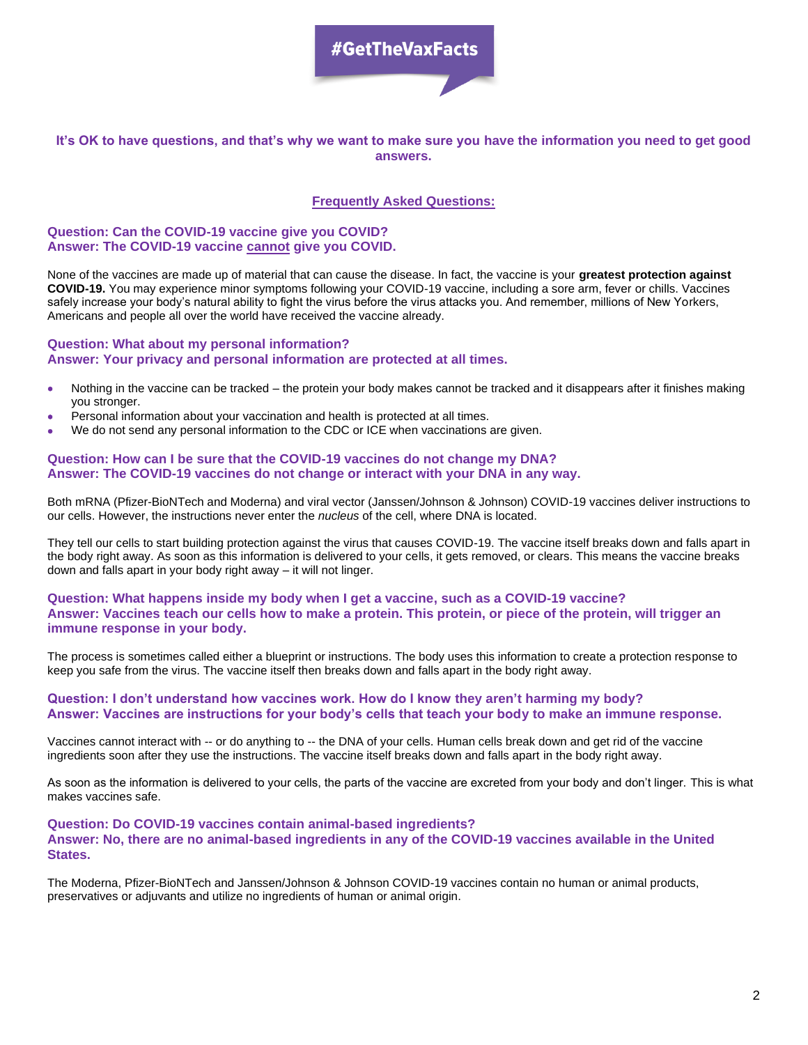# #GetTheVaxFacts

**It's OK to have questions, and that's why we want to make sure you have the information you need to get good answers.**

## Frequently Asked Questions:

### Question: Can the COVID-19 vaccine give you COVID?
### Answer: The COVID-19 vaccine cannot give you COVID.

None of the vaccines are made up of material that can cause the disease. In fact, the vaccine is your **greatest protection against COVID-19.** You may experience minor symptoms following your COVID-19 vaccine, including a sore arm, fever or chills. Vaccines safely increase your body's natural ability to fight the virus before the virus attacks you. And remember, millions of New Yorkers, Americans and people all over the world have received the vaccine already.

### Question: What about my personal information?
### Answer: Your privacy and personal information are protected at all times.

- Nothing in the vaccine can be tracked – the protein your body makes cannot be tracked and it disappears after it finishes making you stronger.
- Personal information about your vaccination and health is protected at all times.
- We do not send any personal information to the CDC or ICE when vaccinations are given.

### Question: How can I be sure that the COVID-19 vaccines do not change my DNA?
### Answer: The COVID-19 vaccines do not change or interact with your DNA in any way.

Both mRNA (Pfizer-BioNTech and Moderna) and viral vector (Janssen/Johnson & Johnson) COVID-19 vaccines deliver instructions to our cells. However, the instructions never enter the *nucleus* of the cell, where DNA is located.

They tell our cells to start building protection against the virus that causes COVID-19. The vaccine itself breaks down and falls apart in the body right away. As soon as this information is delivered to your cells, it gets removed, or clears. This means the vaccine breaks down and falls apart in your body right away – it will not linger.

### Question: What happens inside my body when I get a vaccine, such as a COVID-19 vaccine?
### Answer: Vaccines teach our cells how to make a protein. This protein, or piece of the protein, will trigger an immune response in your body.

The process is sometimes called either a blueprint or instructions. The body uses this information to create a protection response to keep you safe from the virus. The vaccine itself then breaks down and falls apart in the body right away.

### Question: I don't understand how vaccines work. How do I know they aren't harming my body?
### Answer: Vaccines are instructions for your body's cells that teach your body to make an immune response.

Vaccines cannot interact with -- or do anything to -- the DNA of your cells. Human cells break down and get rid of the vaccine ingredients soon after they use the instructions. The vaccine itself breaks down and falls apart in the body right away.

As soon as the information is delivered to your cells, the parts of the vaccine are excreted from your body and don't linger. This is what makes vaccines safe.

### Question: Do COVID-19 vaccines contain animal-based ingredients?
### Answer: No, there are no animal-based ingredients in any of the COVID-19 vaccines available in the United States.

The Moderna, Pfizer-BioNTech and Janssen/Johnson & Johnson COVID-19 vaccines contain no human or animal products, preservatives or adjuvants and utilize no ingredients of human or animal origin.